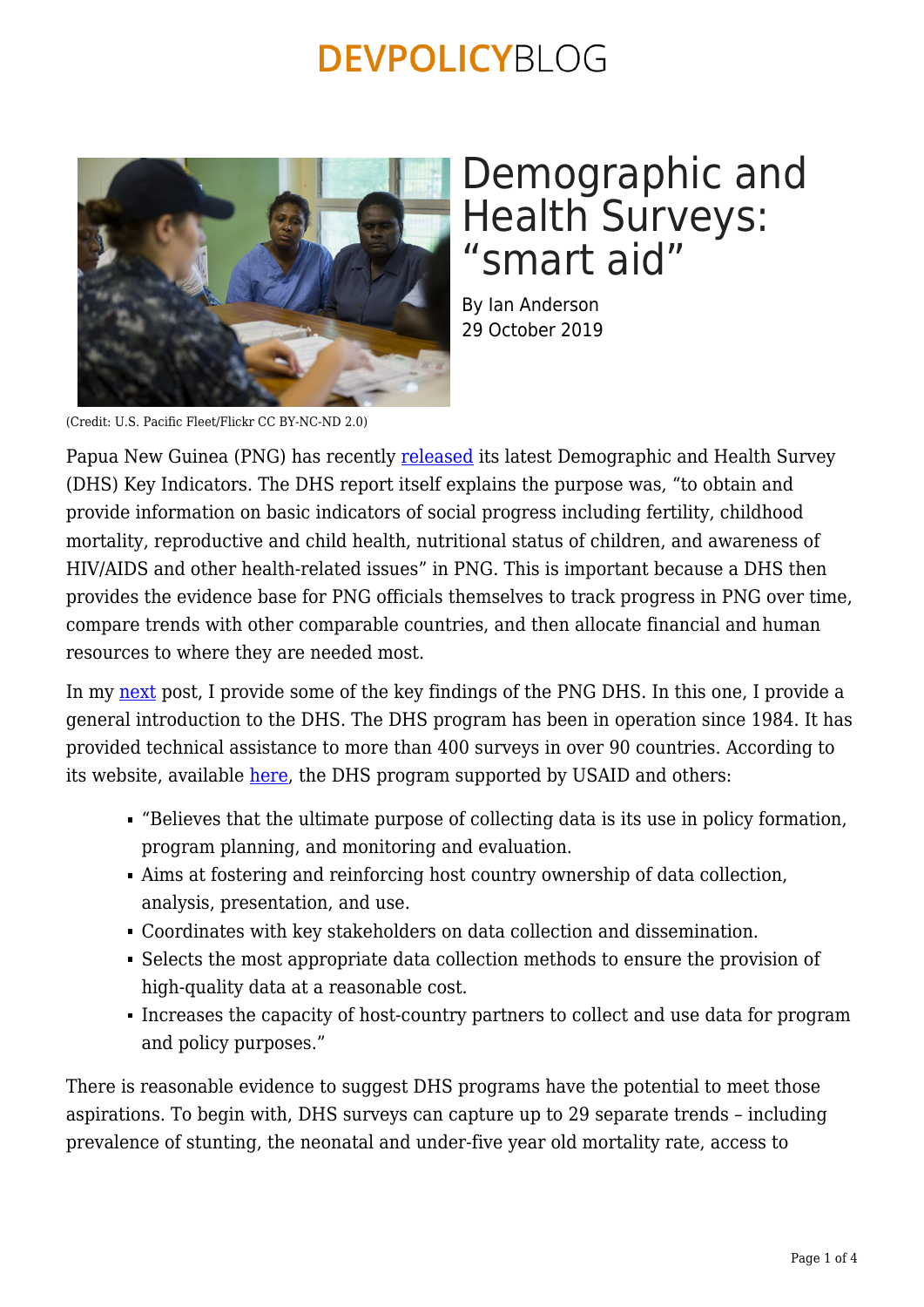# Demographic and Health Surveys: "smart aid"

By Ian Anderson
29 October 2019

(Credit: U.S. Pacific Fleet/Flickr CC BY-NC-ND 2.0)

Papua New Guinea (PNG) has recently released its latest Demographic and Health Survey (DHS) Key Indicators. The DHS report itself explains the purpose was, "to obtain and provide information on basic indicators of social progress including fertility, childhood mortality, reproductive and child health, nutritional status of children, and awareness of HIV/AIDS and other health-related issues" in PNG. This is important because a DHS then provides the evidence base for PNG officials themselves to track progress in PNG over time, compare trends with other comparable countries, and then allocate financial and human resources to where they are needed most.

In my next post, I provide some of the key findings of the PNG DHS. In this one, I provide a general introduction to the DHS. The DHS program has been in operation since 1984. It has provided technical assistance to more than 400 surveys in over 90 countries. According to its website, available here, the DHS program supported by USAID and others:

- "Believes that the ultimate purpose of collecting data is its use in policy formation, program planning, and monitoring and evaluation.
- Aims at fostering and reinforcing host country ownership of data collection, analysis, presentation, and use.
- Coordinates with key stakeholders on data collection and dissemination.
- Selects the most appropriate data collection methods to ensure the provision of high-quality data at a reasonable cost.
- Increases the capacity of host-country partners to collect and use data for program and policy purposes."

There is reasonable evidence to suggest DHS programs have the potential to meet those aspirations. To begin with, DHS surveys can capture up to 29 separate trends – including prevalence of stunting, the neonatal and under-five year old mortality rate, access to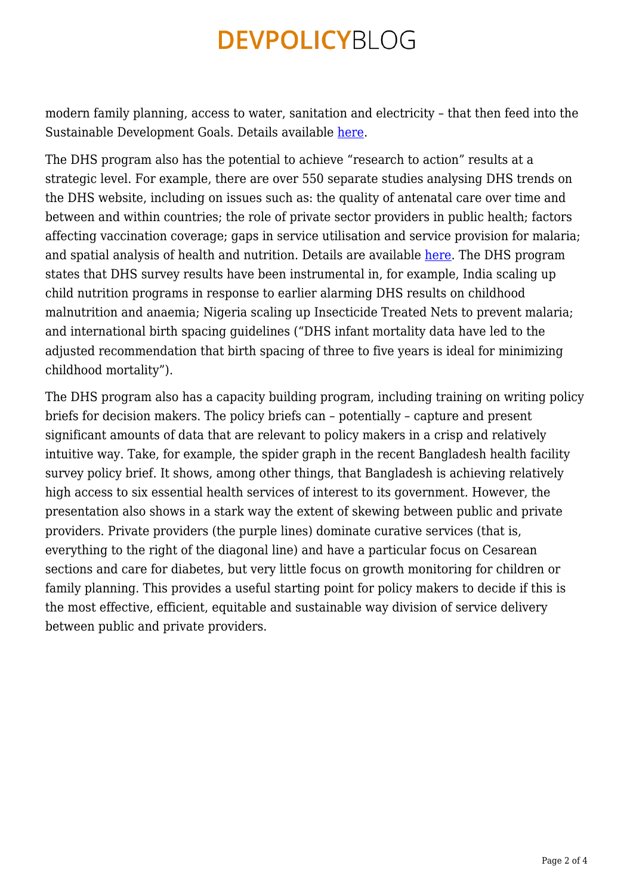modern family planning, access to water, sanitation and electricity – that then feed into the Sustainable Development Goals. Details available here.

The DHS program also has the potential to achieve "research to action" results at a strategic level. For example, there are over 550 separate studies analysing DHS trends on the DHS website, including on issues such as: the quality of antenatal care over time and between and within countries; the role of private sector providers in public health; factors affecting vaccination coverage; gaps in service utilisation and service provision for malaria; and spatial analysis of health and nutrition. Details are available here. The DHS program states that DHS survey results have been instrumental in, for example, India scaling up child nutrition programs in response to earlier alarming DHS results on childhood malnutrition and anaemia; Nigeria scaling up Insecticide Treated Nets to prevent malaria; and international birth spacing guidelines ("DHS infant mortality data have led to the adjusted recommendation that birth spacing of three to five years is ideal for minimizing childhood mortality").

The DHS program also has a capacity building program, including training on writing policy briefs for decision makers. The policy briefs can – potentially – capture and present significant amounts of data that are relevant to policy makers in a crisp and relatively intuitive way. Take, for example, the spider graph in the recent Bangladesh health facility survey policy brief. It shows, among other things, that Bangladesh is achieving relatively high access to six essential health services of interest to its government. However, the presentation also shows in a stark way the extent of skewing between public and private providers. Private providers (the purple lines) dominate curative services (that is, everything to the right of the diagonal line) and have a particular focus on Cesarean sections and care for diabetes, but very little focus on growth monitoring for children or family planning. This provides a useful starting point for policy makers to decide if this is the most effective, efficient, equitable and sustainable way division of service delivery between public and private providers.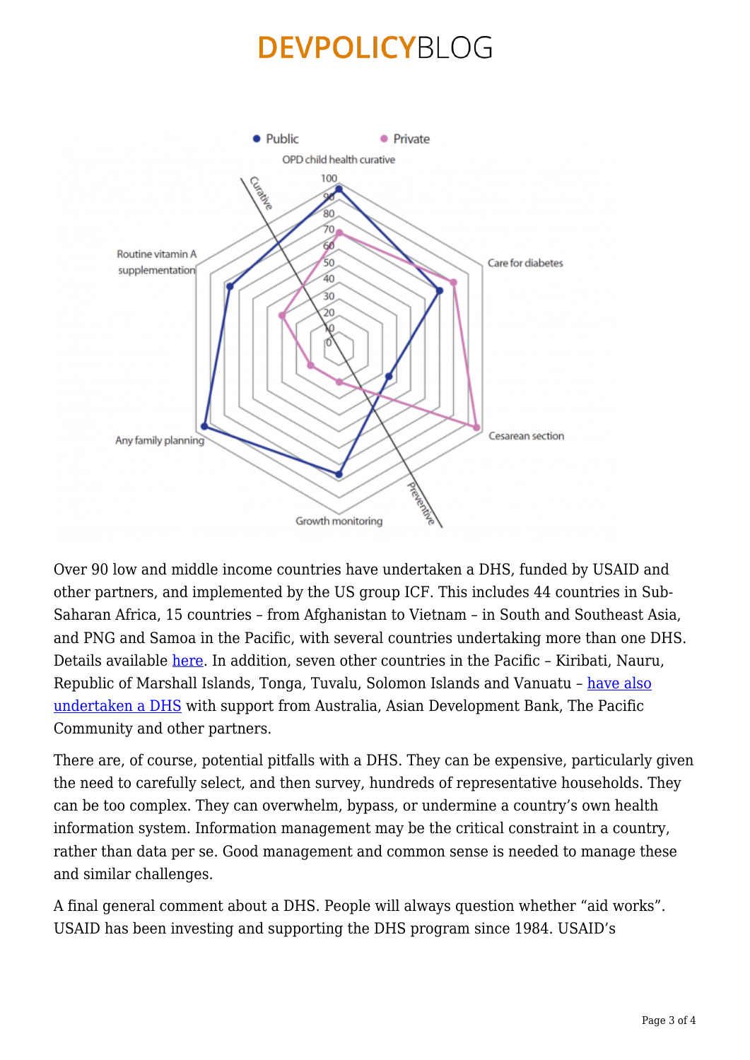Over 90 low and middle income countries have undertaken a DHS, funded by USAID and other partners, and implemented by the US group ICF. This includes 44 countries in Sub-Saharan Africa, 15 countries – from Afghanistan to Vietnam – in South and Southeast Asia, and PNG and Samoa in the Pacific, with several countries undertaking more than one DHS. Details available here. In addition, seven other countries in the Pacific – Kiribati, Nauru, Republic of Marshall Islands, Tonga, Tuvalu, Solomon Islands and Vanuatu – have also undertaken a DHS with support from Australia, Asian Development Bank, The Pacific Community and other partners.

There are, of course, potential pitfalls with a DHS. They can be expensive, particularly given the need to carefully select, and then survey, hundreds of representative households. They can be too complex. They can overwhelm, bypass, or undermine a country's own health information system. Information management may be the critical constraint in a country, rather than data per se. Good management and common sense is needed to manage these and similar challenges.

A final general comment about a DHS. People will always question whether "aid works". USAID has been investing and supporting the DHS program since 1984. USAID's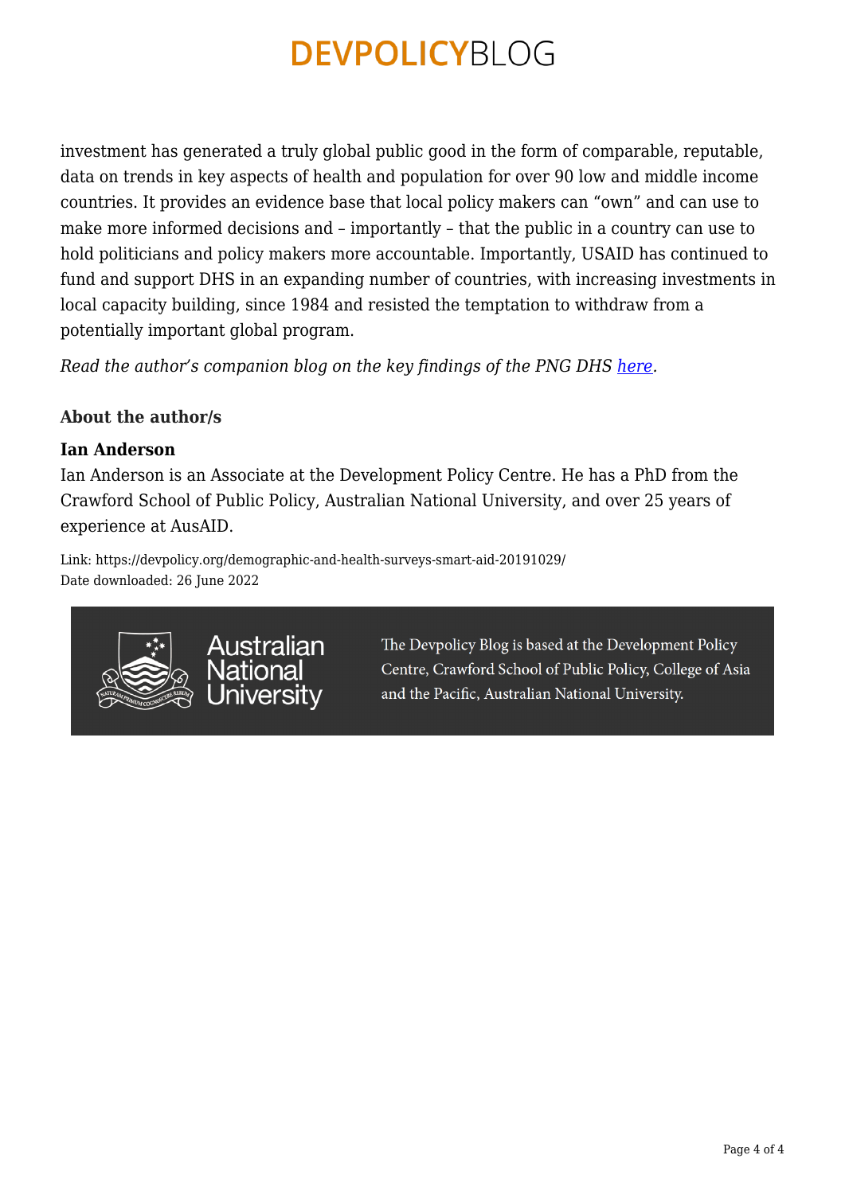investment has generated a truly global public good in the form of comparable, reputable, data on trends in key aspects of health and population for over 90 low and middle income countries. It provides an evidence base that local policy makers can "own" and can use to make more informed decisions and – importantly – that the public in a country can use to hold politicians and policy makers more accountable. Importantly, USAID has continued to fund and support DHS in an expanding number of countries, with increasing investments in local capacity building, since 1984 and resisted the temptation to withdraw from a potentially important global program.

*Read the author's companion blog on the key findings of the PNG DHS here.*

### About the author/s

**Ian Anderson**

Ian Anderson is an Associate at the Development Policy Centre. He has a PhD from the Crawford School of Public Policy, Australian National University, and over 25 years of experience at AusAID.

Link: https://devpolicy.org/demographic-and-health-surveys-smart-aid-20191029/
Date downloaded: 26 June 2022

Australian National University

The Devpolicy Blog is based at the Development Policy Centre, Crawford School of Public Policy, College of Asia and the Pacific, Australian National University.